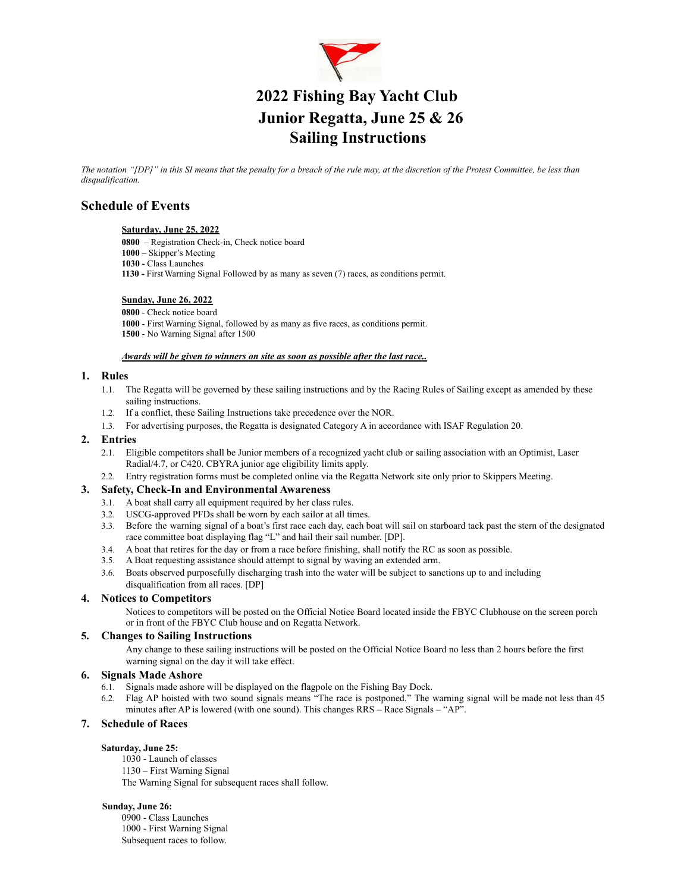# 2022 Fishing Bay Yacht Club
# Junior Regatta, June 25 & 26
# Sailing Instructions

*The notation "[DP]" in this SI means that the penalty for a breach of the rule may, at the discretion of the Protest Committee, be less than disqualification.*

## Schedule of Events

**Saturday, June 25, 2022**

**0800** – Registration Check-in, Check notice board
**1000** – Skipper's Meeting
**1030 -** Class Launches
**1130 -** First Warning Signal Followed by as many as seven (7) races, as conditions permit.

**Sunday, June 26, 2022**

**0800** - Check notice board
**1000** - First Warning Signal, followed by as many as five races, as conditions permit.
**1500** - No Warning Signal after 1500

***Awards will be given to winners on site as soon as possible after the last race..***

## 1. Rules

1.1. The Regatta will be governed by these sailing instructions and by the Racing Rules of Sailing except as amended by these sailing instructions.
1.2. If a conflict, these Sailing Instructions take precedence over the NOR.
1.3. For advertising purposes, the Regatta is designated Category A in accordance with ISAF Regulation 20.

## 2. Entries

2.1. Eligible competitors shall be Junior members of a recognized yacht club or sailing association with an Optimist, Laser Radial/4.7, or C420. CBYRA junior age eligibility limits apply.
2.2. Entry registration forms must be completed online via the Regatta Network site only prior to Skippers Meeting.

## 3. Safety, Check-In and Environmental Awareness

3.1. A boat shall carry all equipment required by her class rules.
3.2. USCG-approved PFDs shall be worn by each sailor at all times.
3.3. Before the warning signal of a boat's first race each day, each boat will sail on starboard tack past the stern of the designated race committee boat displaying flag "L" and hail their sail number. [DP].
3.4. A boat that retires for the day or from a race before finishing, shall notify the RC as soon as possible.
3.5. A Boat requesting assistance should attempt to signal by waving an extended arm.
3.6. Boats observed purposefully discharging trash into the water will be subject to sanctions up to and including disqualification from all races. [DP]

## 4. Notices to Competitors

Notices to competitors will be posted on the Official Notice Board located inside the FBYC Clubhouse on the screen porch or in front of the FBYC Club house and on Regatta Network.

## 5. Changes to Sailing Instructions

Any change to these sailing instructions will be posted on the Official Notice Board no less than 2 hours before the first warning signal on the day it will take effect.

## 6. Signals Made Ashore

6.1. Signals made ashore will be displayed on the flagpole on the Fishing Bay Dock.
6.2. Flag AP hoisted with two sound signals means "The race is postponed." The warning signal will be made not less than 45 minutes after AP is lowered (with one sound). This changes RRS – Race Signals – "AP".

## 7. Schedule of Races

**Saturday, June 25:**

1030 - Launch of classes
1130 – First Warning Signal
The Warning Signal for subsequent races shall follow.

**Sunday, June 26:**

0900 - Class Launches
1000 - First Warning Signal
Subsequent races to follow.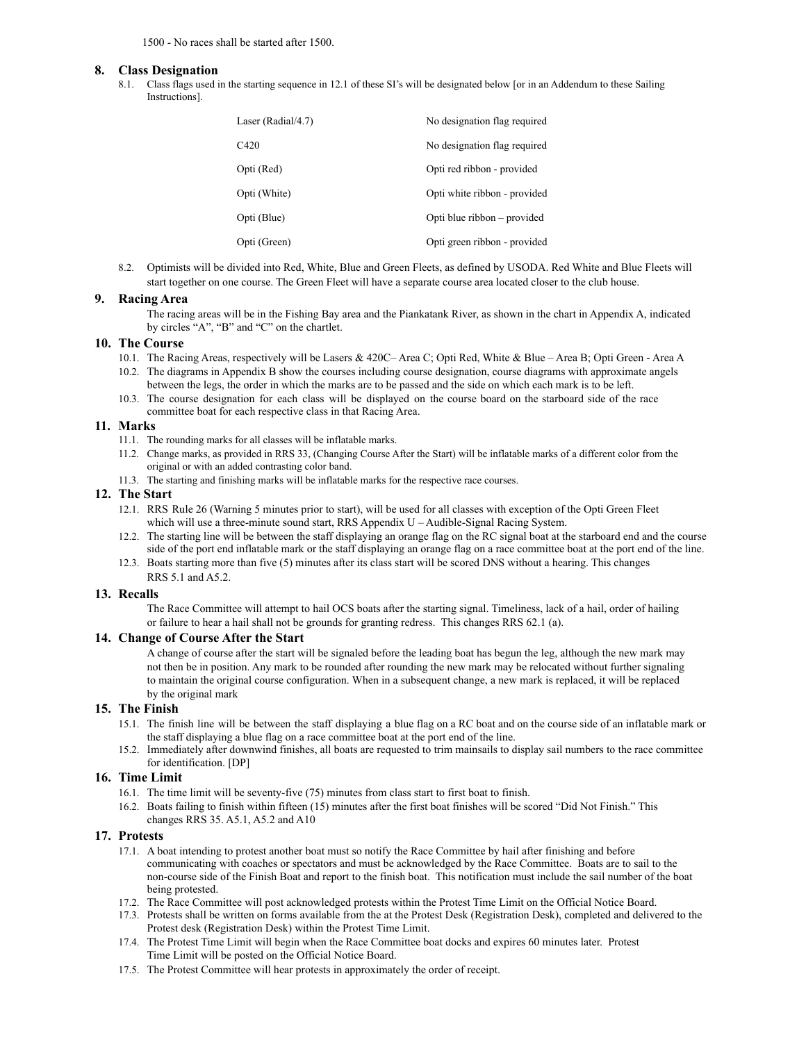1500 - No races shall be started after 1500.

## 8. Class Designation

8.1. Class flags used in the starting sequence in 12.1 of these SI's will be designated below [or in an Addendum to these Sailing Instructions].

| | |
|---|---|
| Laser (Radial/4.7) | No designation flag required |
| C420 | No designation flag required |
| Opti (Red) | Opti red ribbon - provided |
| Opti (White) | Opti white ribbon - provided |
| Opti (Blue) | Opti blue ribbon – provided |
| Opti (Green) | Opti green ribbon - provided |

8.2. Optimists will be divided into Red, White, Blue and Green Fleets, as defined by USODA. Red White and Blue Fleets will start together on one course. The Green Fleet will have a separate course area located closer to the club house.

## 9. Racing Area

The racing areas will be in the Fishing Bay area and the Piankatank River, as shown in the chart in Appendix A, indicated by circles "A", "B" and "C" on the chartlet.

## 10. The Course

10.1. The Racing Areas, respectively will be Lasers & 420C– Area C; Opti Red, White & Blue – Area B; Opti Green - Area A

10.2. The diagrams in Appendix B show the courses including course designation, course diagrams with approximate angels between the legs, the order in which the marks are to be passed and the side on which each mark is to be left.

10.3. The course designation for each class will be displayed on the course board on the starboard side of the race committee boat for each respective class in that Racing Area.

## 11. Marks

11.1. The rounding marks for all classes will be inflatable marks.

11.2. Change marks, as provided in RRS 33, (Changing Course After the Start) will be inflatable marks of a different color from the original or with an added contrasting color band.

11.3. The starting and finishing marks will be inflatable marks for the respective race courses.

## 12. The Start

12.1. RRS Rule 26 (Warning 5 minutes prior to start), will be used for all classes with exception of the Opti Green Fleet which will use a three-minute sound start, RRS Appendix U – Audible-Signal Racing System.

12.2. The starting line will be between the staff displaying an orange flag on the RC signal boat at the starboard end and the course side of the port end inflatable mark or the staff displaying an orange flag on a race committee boat at the port end of the line.

12.3. Boats starting more than five (5) minutes after its class start will be scored DNS without a hearing. This changes RRS 5.1 and A5.2.

## 13. Recalls

The Race Committee will attempt to hail OCS boats after the starting signal. Timeliness, lack of a hail, order of hailing or failure to hear a hail shall not be grounds for granting redress. This changes RRS 62.1 (a).

## 14. Change of Course After the Start

A change of course after the start will be signaled before the leading boat has begun the leg, although the new mark may not then be in position. Any mark to be rounded after rounding the new mark may be relocated without further signaling to maintain the original course configuration. When in a subsequent change, a new mark is replaced, it will be replaced by the original mark

## 15. The Finish

15.1. The finish line will be between the staff displaying a blue flag on a RC boat and on the course side of an inflatable mark or the staff displaying a blue flag on a race committee boat at the port end of the line.

15.2. Immediately after downwind finishes, all boats are requested to trim mainsails to display sail numbers to the race committee for identification. [DP]

## 16. Time Limit

16.1. The time limit will be seventy-five (75) minutes from class start to first boat to finish.

16.2. Boats failing to finish within fifteen (15) minutes after the first boat finishes will be scored "Did Not Finish." This changes RRS 35. A5.1, A5.2 and A10

## 17. Protests

17.1. A boat intending to protest another boat must so notify the Race Committee by hail after finishing and before communicating with coaches or spectators and must be acknowledged by the Race Committee. Boats are to sail to the non-course side of the Finish Boat and report to the finish boat. This notification must include the sail number of the boat being protested.

17.2. The Race Committee will post acknowledged protests within the Protest Time Limit on the Official Notice Board.

17.3. Protests shall be written on forms available from the at the Protest Desk (Registration Desk), completed and delivered to the Protest desk (Registration Desk) within the Protest Time Limit.

17.4. The Protest Time Limit will begin when the Race Committee boat docks and expires 60 minutes later. Protest Time Limit will be posted on the Official Notice Board.

17.5. The Protest Committee will hear protests in approximately the order of receipt.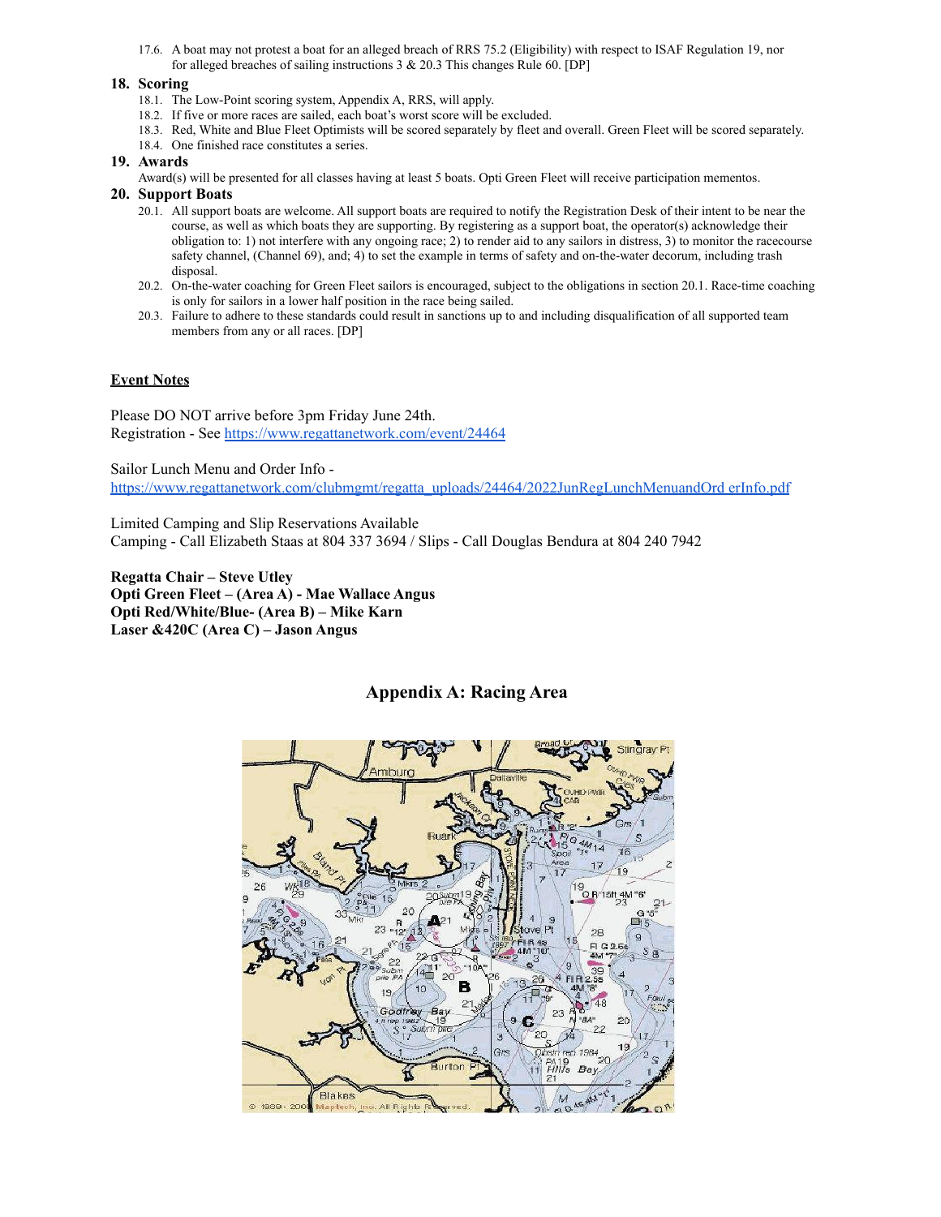17.6. A boat may not protest a boat for an alleged breach of RRS 75.2 (Eligibility) with respect to ISAF Regulation 19, nor for alleged breaches of sailing instructions 3 & 20.3 This changes Rule 60. [DP]

## 18. Scoring

18.1. The Low-Point scoring system, Appendix A, RRS, will apply.

18.2. If five or more races are sailed, each boat's worst score will be excluded.

18.3. Red, White and Blue Fleet Optimists will be scored separately by fleet and overall. Green Fleet will be scored separately.

18.4. One finished race constitutes a series.

## 19. Awards

Award(s) will be presented for all classes having at least 5 boats. Opti Green Fleet will receive participation mementos.

## 20. Support Boats

20.1. All support boats are welcome. All support boats are required to notify the Registration Desk of their intent to be near the course, as well as which boats they are supporting. By registering as a support boat, the operator(s) acknowledge their obligation to: 1) not interfere with any ongoing race; 2) to render aid to any sailors in distress, 3) to monitor the racecourse safety channel, (Channel 69), and; 4) to set the example in terms of safety and on-the-water decorum, including trash disposal.

20.2. On-the-water coaching for Green Fleet sailors is encouraged, subject to the obligations in section 20.1. Race-time coaching is only for sailors in a lower half position in the race being sailed.

20.3. Failure to adhere to these standards could result in sanctions up to and including disqualification of all supported team members from any or all races. [DP]

**Event Notes**

Please DO NOT arrive before 3pm Friday June 24th.
Registration - See https://www.regattanetwork.com/event/24464

Sailor Lunch Menu and Order Info -
https://www.regattanetwork.com/clubmgmt/regatta_uploads/24464/2022JunRegLunchMenuandOrd erInfo.pdf

Limited Camping and Slip Reservations Available
Camping - Call Elizabeth Staas at 804 337 3694 / Slips - Call Douglas Bendura at 804 240 7942

**Regatta Chair – Steve Utley**
**Opti Green Fleet – (Area A) - Mae Wallace Angus**
**Opti Red/White/Blue- (Area B) – Mike Karn**
**Laser &420C (Area C) – Jason Angus**

## Appendix A: Racing Area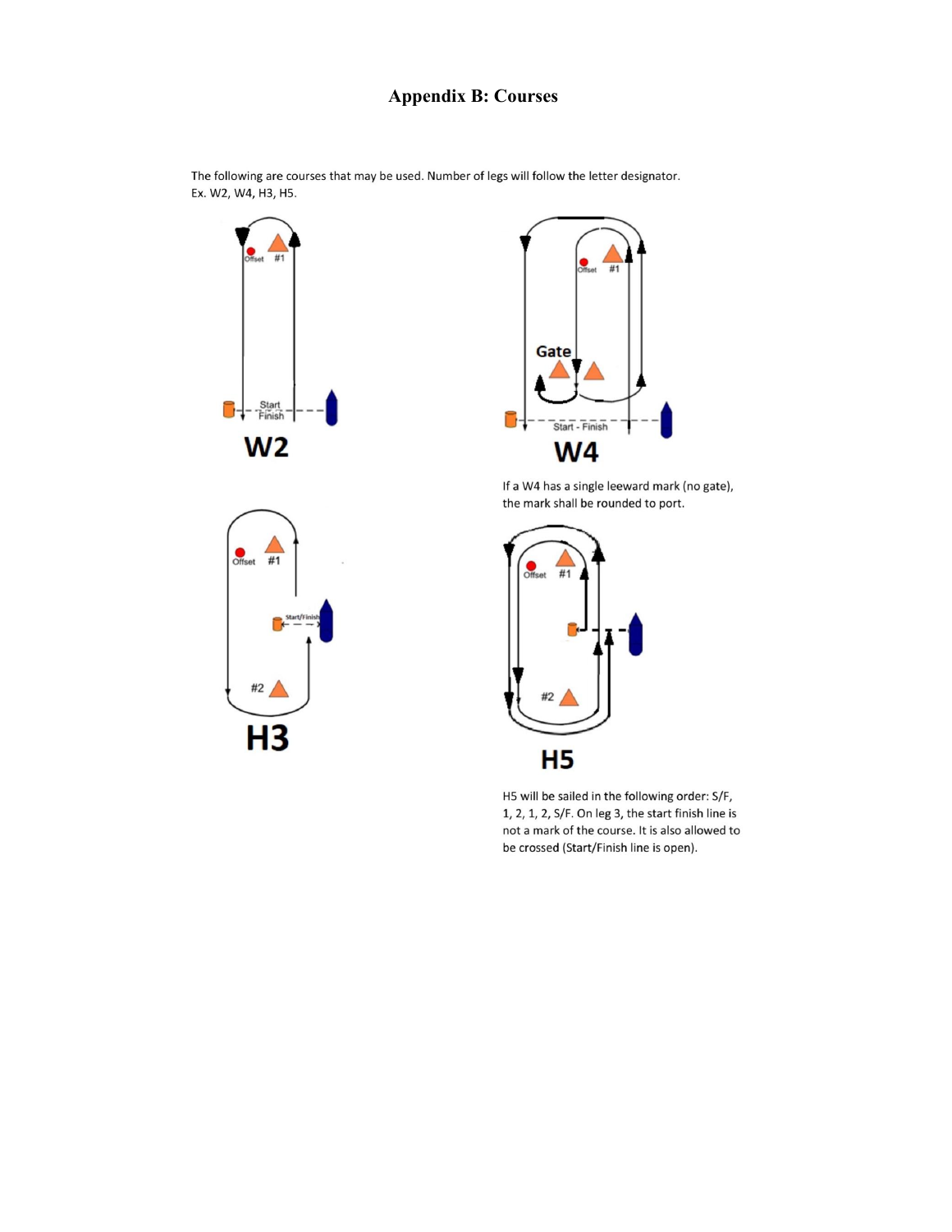# Appendix B: Courses

The following are courses that may be used. Number of legs will follow the letter designator. Ex. W2, W4, H3, H5.

Offset
#1
Start
Finish
W2

Offset
#1
Gate
Start - Finish
W4

If a W4 has a single leeward mark (no gate), the mark shall be rounded to port.

Offset
#1
Start/Finish
#2
H3

Offset
#1
#2
H5

H5 will be sailed in the following order: S/F, 1, 2, 1, 2, S/F. On leg 3, the start finish line is not a mark of the course. It is also allowed to be crossed (Start/Finish line is open).